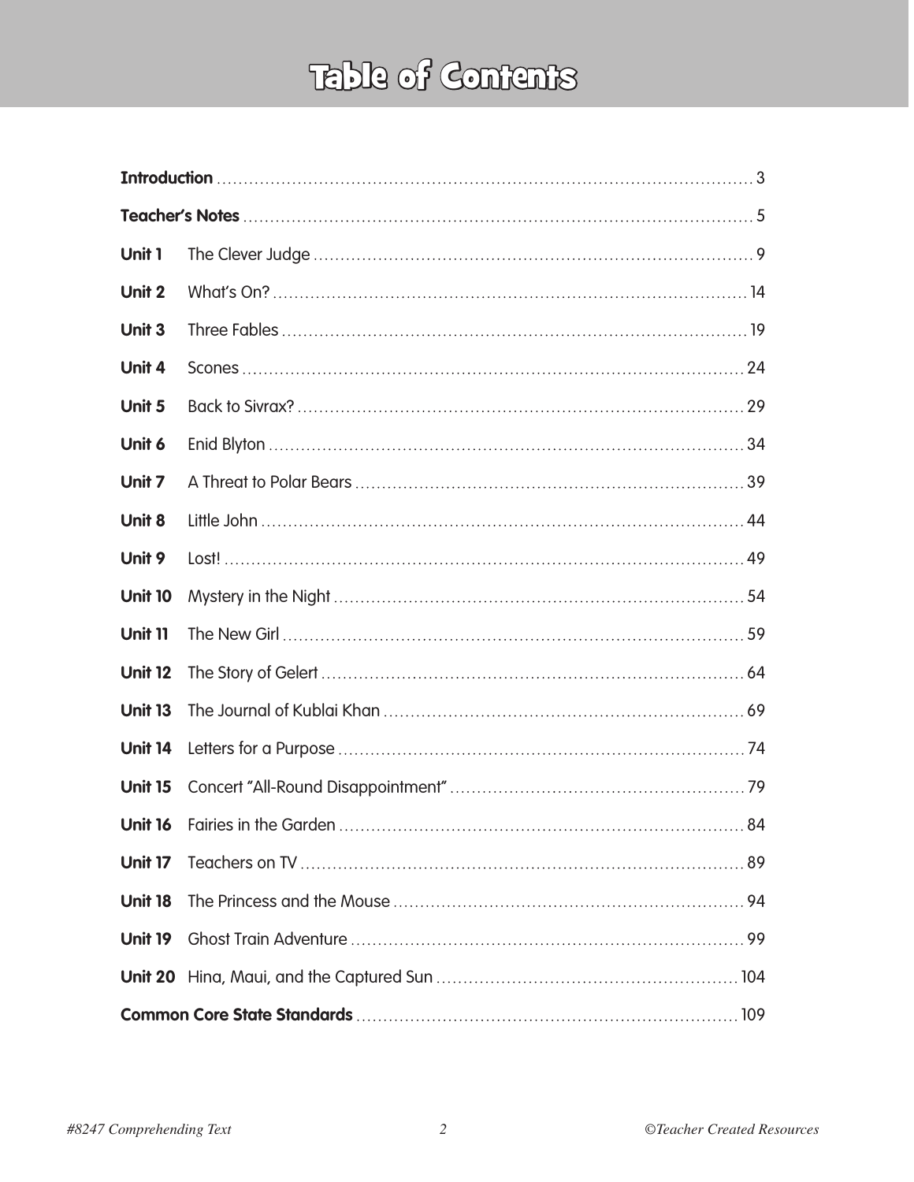# Table of Contents

| | | |
|---|---|---|
| **Introduction** | | 3 |
| **Teacher's Notes** | | 5 |
| **Unit 1** | The Clever Judge | 9 |
| **Unit 2** | What's On? | 14 |
| **Unit 3** | Three Fables | 19 |
| **Unit 4** | Scones | 24 |
| **Unit 5** | Back to Sivrax? | 29 |
| **Unit 6** | Enid Blyton | 34 |
| **Unit 7** | A Threat to Polar Bears | 39 |
| **Unit 8** | Little John | 44 |
| **Unit 9** | Lost! | 49 |
| **Unit 10** | Mystery in the Night | 54 |
| **Unit 11** | The New Girl | 59 |
| **Unit 12** | The Story of Gelert | 64 |
| **Unit 13** | The Journal of Kublai Khan | 69 |
| **Unit 14** | Letters for a Purpose | 74 |
| **Unit 15** | Concert "All-Round Disappointment" | 79 |
| **Unit 16** | Fairies in the Garden | 84 |
| **Unit 17** | Teachers on TV | 89 |
| **Unit 18** | The Princess and the Mouse | 94 |
| **Unit 19** | Ghost Train Adventure | 99 |
| **Unit 20** | Hina, Maui, and the Captured Sun | 104 |
| **Common Core State Standards** | | 109 |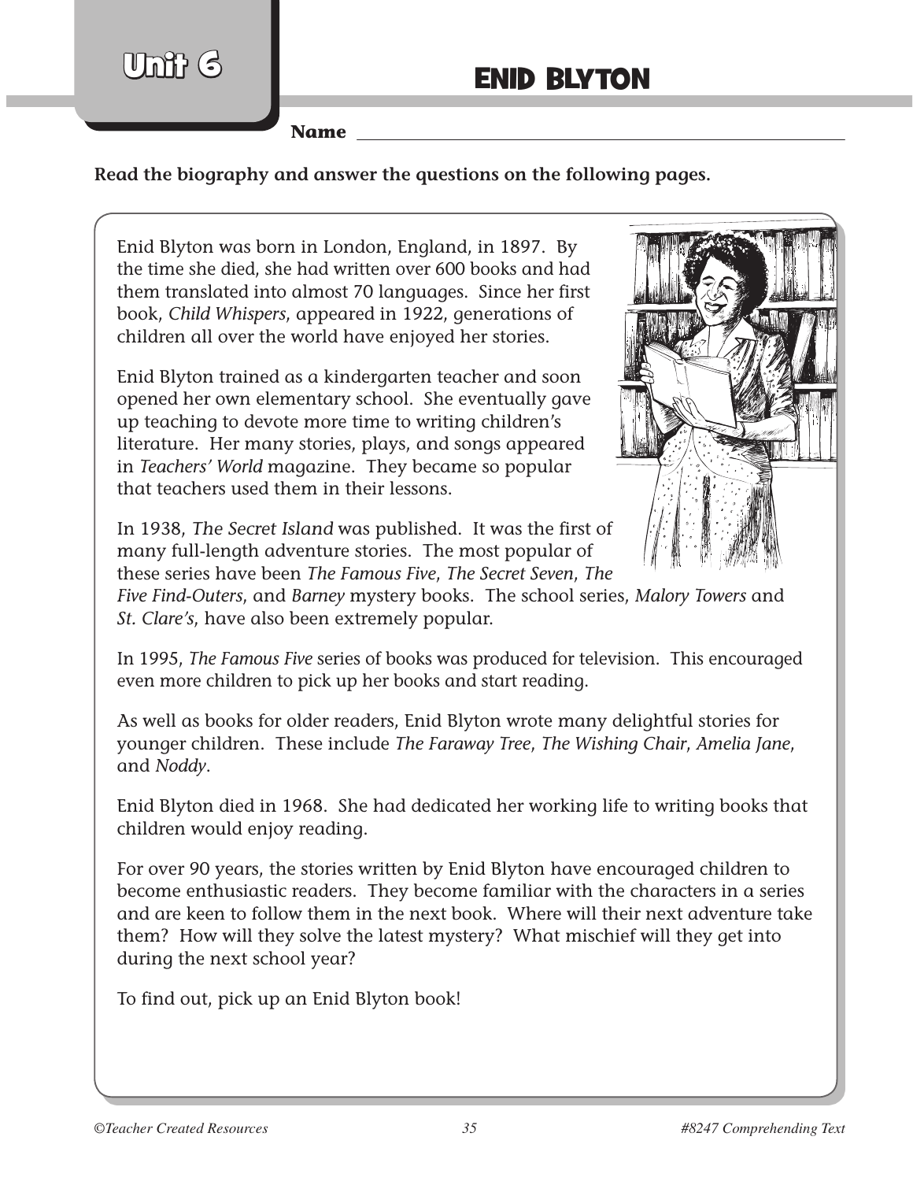# Unit 6

## ENID BLYTON

**Name** ____________________

**Read the biography and answer the questions on the following pages.**

Enid Blyton was born in London, England, in 1897. By the time she died, she had written over 600 books and had them translated into almost 70 languages. Since her first book, *Child Whispers*, appeared in 1922, generations of children all over the world have enjoyed her stories.

Enid Blyton trained as a kindergarten teacher and soon opened her own elementary school. She eventually gave up teaching to devote more time to writing children's literature. Her many stories, plays, and songs appeared in *Teachers' World* magazine. They became so popular that teachers used them in their lessons.

In 1938, *The Secret Island* was published. It was the first of many full-length adventure stories. The most popular of these series have been *The Famous Five*, *The Secret Seven*, *The Five Find-Outers*, and *Barney* mystery books. The school series, *Malory Towers* and *St. Clare's*, have also been extremely popular.

In 1995, *The Famous Five* series of books was produced for television. This encouraged even more children to pick up her books and start reading.

As well as books for older readers, Enid Blyton wrote many delightful stories for younger children. These include *The Faraway Tree*, *The Wishing Chair*, *Amelia Jane*, and *Noddy*.

Enid Blyton died in 1968. She had dedicated her working life to writing books that children would enjoy reading.

For over 90 years, the stories written by Enid Blyton have encouraged children to become enthusiastic readers. They become familiar with the characters in a series and are keen to follow them in the next book. Where will their next adventure take them? How will they solve the latest mystery? What mischief will they get into during the next school year?

To find out, pick up an Enid Blyton book!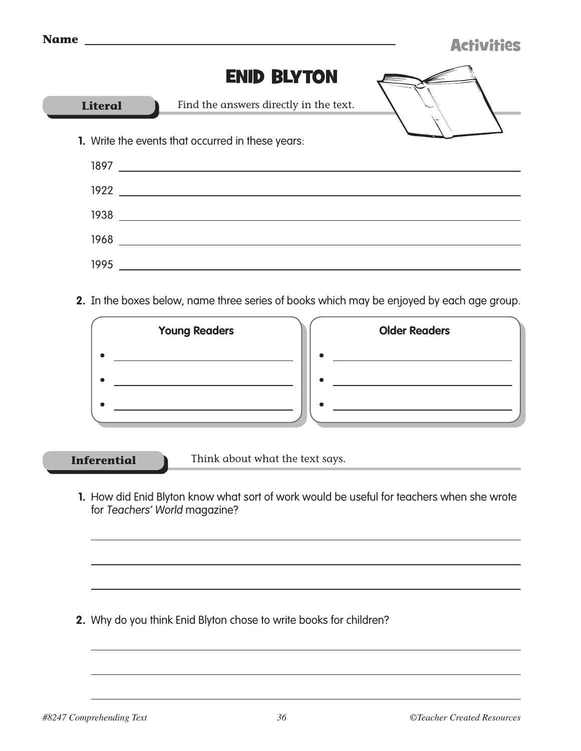Name ______________________________

Activities

# ENID BLYTON

## Literal

Find the answers directly in the text.

1. Write the events that occurred in these years:

   1897 ______________________________

   1922 ______________________________

   1938 ______________________________

   1968 ______________________________

   1995 ______________________________

2. In the boxes below, name three series of books which may be enjoyed by each age group.

| Young Readers | Older Readers |
|---|---|
| • ______________ | • ______________ |
| • ______________ | • ______________ |
| • ______________ | • ______________ |

## Inferential

Think about what the text says.

1. How did Enid Blyton know what sort of work would be useful for teachers when she wrote for *Teachers' World* magazine?

   ______________________________

   ______________________________

   ______________________________

2. Why do you think Enid Blyton chose to write books for children?

   ______________________________

   ______________________________

   ______________________________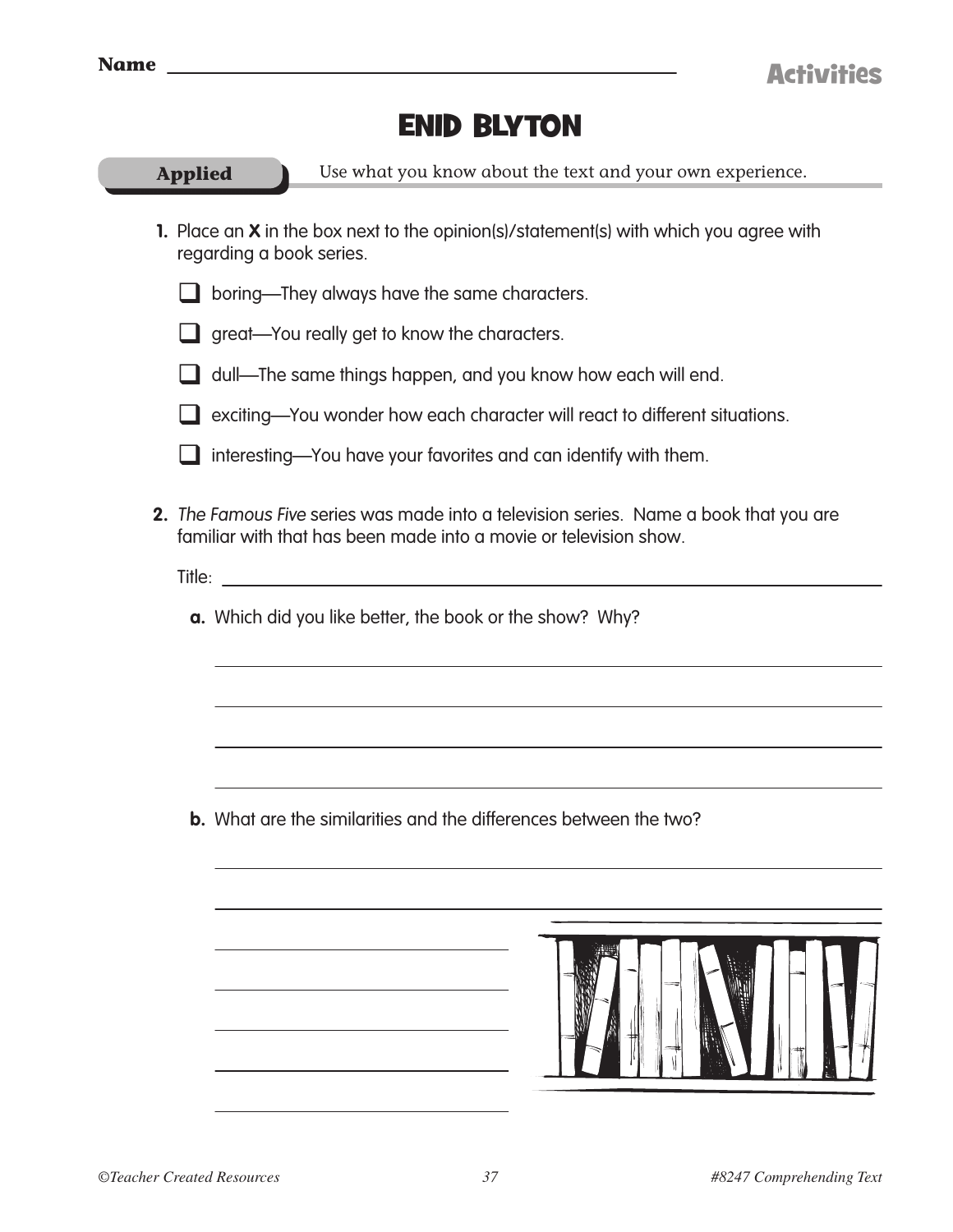Name ______________________________

# ENID BLYTON

**Applied** Use what you know about the text and your own experience.

**1.** Place an **X** in the box next to the opinion(s)/statement(s) with which you agree with regarding a book series.

- ❑ boring—They always have the same characters.
- ❑ great—You really get to know the characters.
- ❑ dull—The same things happen, and you know how each will end.
- ❑ exciting—You wonder how each character will react to different situations.
- ❑ interesting—You have your favorites and can identify with them.

**2.** *The Famous Five* series was made into a television series. Name a book that you are familiar with that has been made into a movie or television show.

Title: ______________________________

**a.** Which did you like better, the book or the show? Why?

______________________________

______________________________

______________________________

______________________________

**b.** What are the similarities and the differences between the two?

______________________________

______________________________

______________________________

______________________________

______________________________

______________________________

______________________________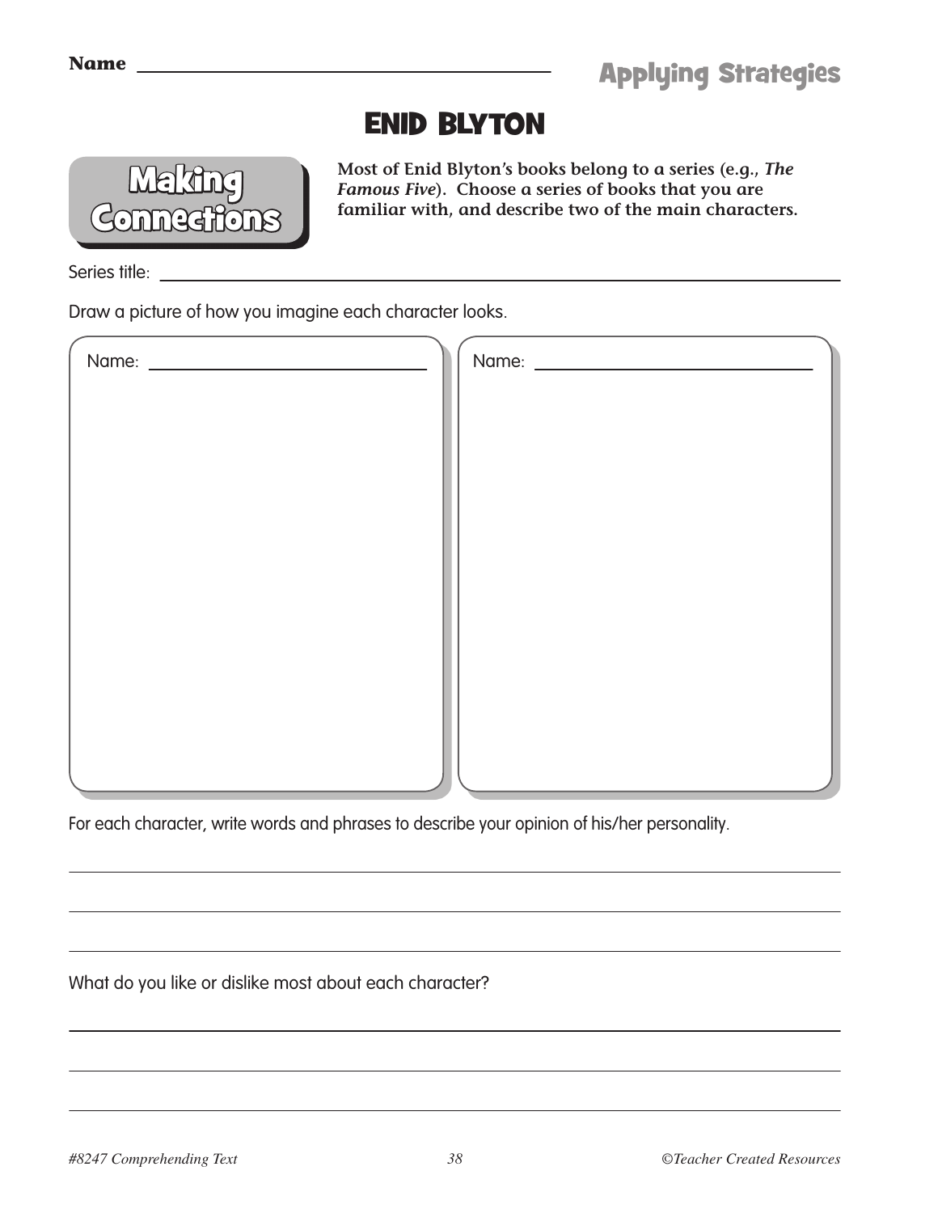Name ______________________________

Applying Strategies

# Enid Blyton

## Making Connections

**Most of Enid Blyton's books belong to a series (e.g., *The Famous Five*). Choose a series of books that you are familiar with, and describe two of the main characters.**

Series title: ______________________________

Draw a picture of how you imagine each character looks.

| Name: ______________________ | Name: ______________________ |
|---|---|
| | |

For each character, write words and phrases to describe your opinion of his/her personality.

______________________________________________________________

______________________________________________________________

______________________________________________________________

What do you like or dislike most about each character?

______________________________________________________________

______________________________________________________________

______________________________________________________________